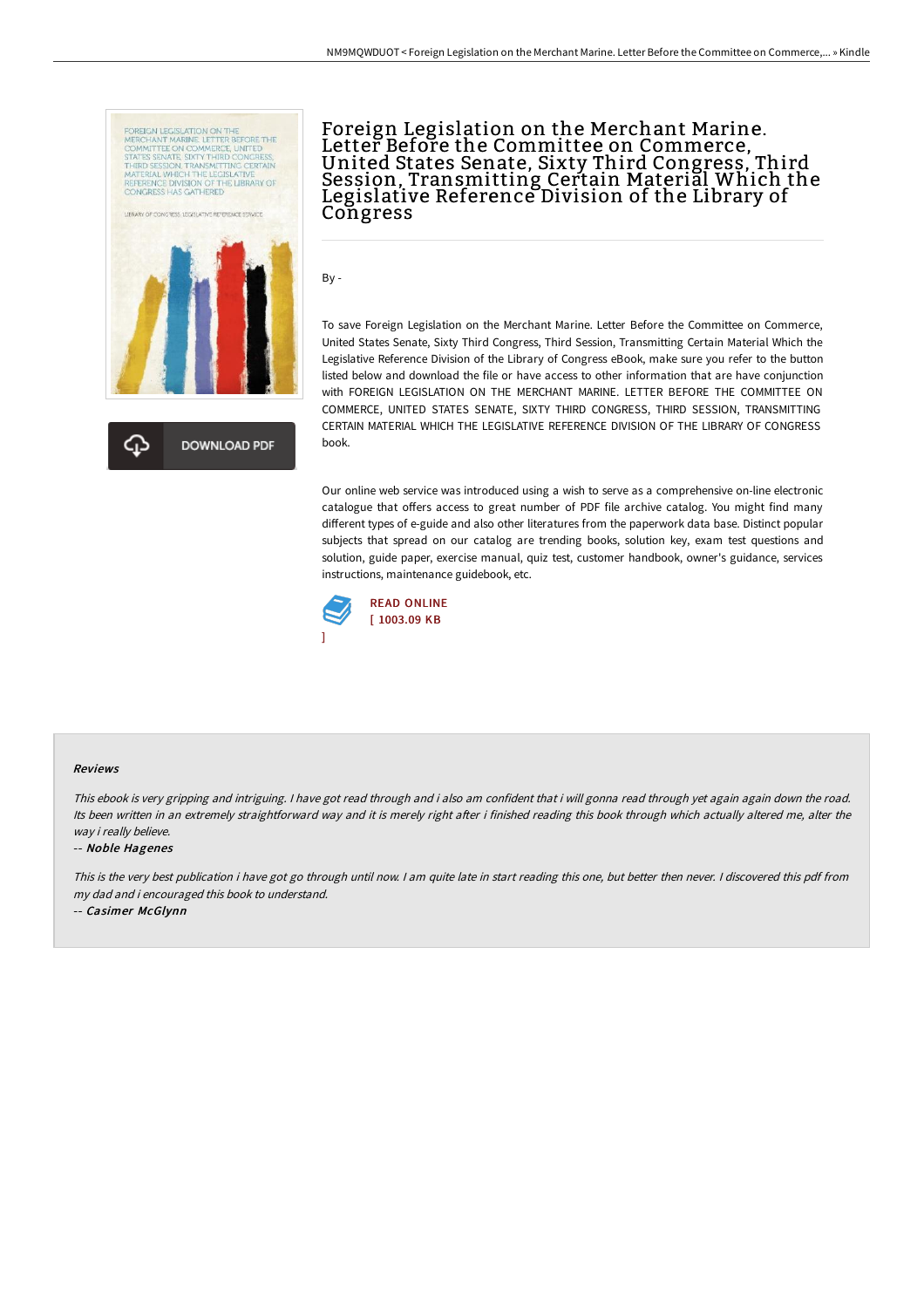# Foreign Legislation on the Merchant Marine. Letter Before the Committee on Commerce, United States Senate, Sixty Third Congress, Third Session, Transmitting Certain Material Which the Legislative Reference Division of the Library of Congress

DOWNLOAD PDF

By -

To save Foreign Legislation on the Merchant Marine. Letter Before the Committee on Commerce, United States Senate, Sixty Third Congress, Third Session, Transmitting Certain Material Which the Legislative Reference Division of the Library of Congress eBook, make sure you refer to the button listed below and download the file or have access to other information that are have conjunction with FOREIGN LEGISLATION ON THE MERCHANT MARINE. LETTER BEFORE THE COMMITTEE ON COMMERCE, UNITED STATES SENATE, SIXTY THIRD CONGRESS, THIRD SESSION, TRANSMITTING CERTAIN MATERIAL WHICH THE LEGISLATIVE REFERENCE DIVISION OF THE LIBRARY OF CONGRESS book.

Our online web service was introduced using a wish to serve as a comprehensive on-line electronic catalogue that offers access to great number of PDF file archive catalog. You might find many different types of e-guide and also other literatures from the paperwork data base. Distinct popular subjects that spread on our catalog are trending books, solution key, exam test questions and solution, guide paper, exercise manual, quiz test, customer handbook, owner's guidance, services instructions, maintenance guidebook, etc.

READ ONLINE
[ 1003.09 KB ]

### Reviews

*This ebook is very gripping and intriguing. I have got read through and i also am confident that i will gonna read through yet again again down the road. Its been written in an extremely straightforward way and it is merely right after i finished reading this book through which actually altered me, alter the way i really believe.*

-- ***Noble Hagenes***

*This is the very best publication i have got go through until now. I am quite late in start reading this one, but better then never. I discovered this pdf from my dad and i encouraged this book to understand.*

-- ***Casimer McGlynn***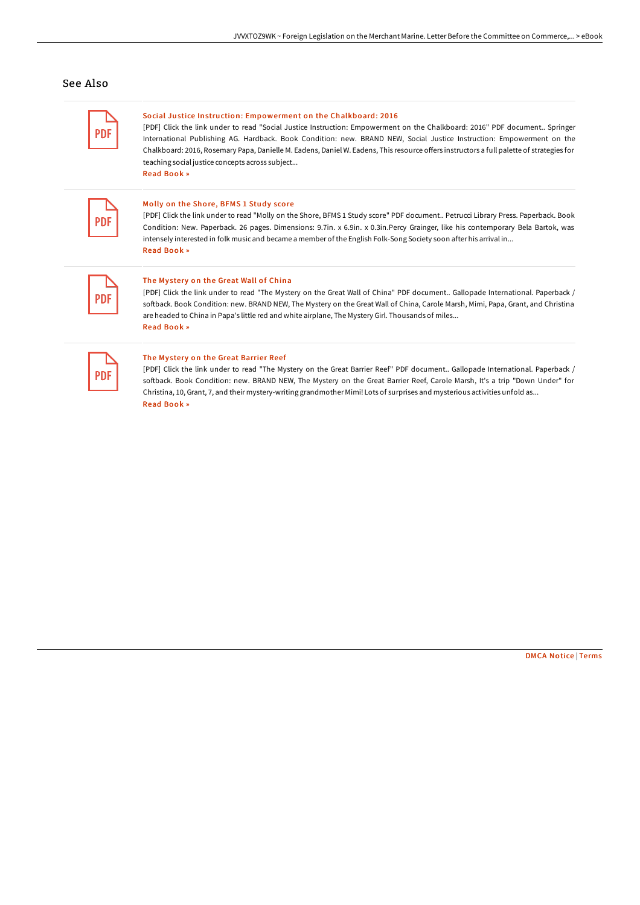## See Also

### Social Justice Instruction: Empowerment on the Chalkboard: 2016

[PDF] Click the link under to read "Social Justice Instruction: Empowerment on the Chalkboard: 2016" PDF document.. Springer International Publishing AG. Hardback. Book Condition: new. BRAND NEW, Social Justice Instruction: Empowerment on the Chalkboard: 2016, Rosemary Papa, Danielle M. Eadens, Daniel W. Eadens, This resource offers instructors a full palette of strategies for teaching social justice concepts across subject...

Read Book »

### Molly on the Shore, BFMS 1 Study score

[PDF] Click the link under to read "Molly on the Shore, BFMS 1 Study score" PDF document.. Petrucci Library Press. Paperback. Book Condition: New. Paperback. 26 pages. Dimensions: 9.7in. x 6.9in. x 0.3in.Percy Grainger, like his contemporary Bela Bartok, was intensely interested in folk music and became a member of the English Folk-Song Society soon after his arrival in...

Read Book »

### The Mystery on the Great Wall of China

[PDF] Click the link under to read "The Mystery on the Great Wall of China" PDF document.. Gallopade International. Paperback / softback. Book Condition: new. BRAND NEW, The Mystery on the Great Wall of China, Carole Marsh, Mimi, Papa, Grant, and Christina are headed to China in Papa's little red and white airplane, The Mystery Girl. Thousands of miles...

Read Book »

### The Mystery on the Great Barrier Reef

[PDF] Click the link under to read "The Mystery on the Great Barrier Reef" PDF document.. Gallopade International. Paperback / softback. Book Condition: new. BRAND NEW, The Mystery on the Great Barrier Reef, Carole Marsh, It's a trip "Down Under" for Christina, 10, Grant, 7, and their mystery-writing grandmother Mimi! Lots of surprises and mysterious activities unfold as...

Read Book »

DMCA Notice | Terms